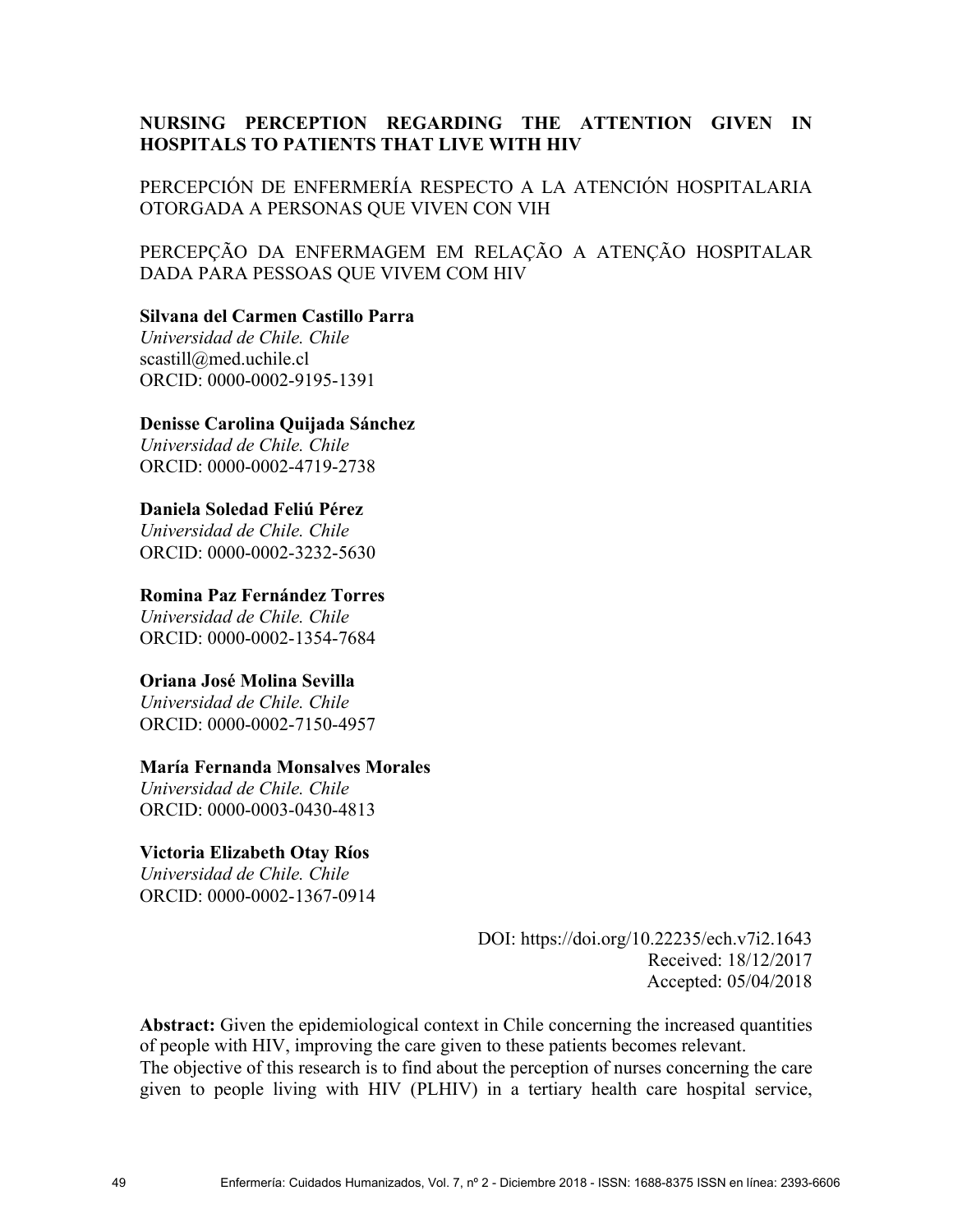# NURSING PERCEPTION REGARDING THE ATTENTION GIVEN IN HOSPITALS TO PATIENTS THAT LIVE WITH HIV

PERCEPCIÓN DE ENFERMERÍA RESPECTO A LA ATENCIÓN HOSPITALARIA OTORGADA A PERSONAS QUE VIVEN CON VIH

PERCEPÇÃO DA ENFERMAGEM EM RELAÇÃO A ATENÇÃO HOSPITALAR DADA PARA PESSOAS QUE VIVEM COM HIV

**Silvana del Carmen Castillo Parra**
*Universidad de Chile. Chile*
scastill@med.uchile.cl
ORCID: 0000-0002-9195-1391

**Denisse Carolina Quijada Sánchez**
*Universidad de Chile. Chile*
ORCID: 0000-0002-4719-2738

**Daniela Soledad Feliú Pérez**
*Universidad de Chile. Chile*
ORCID: 0000-0002-3232-5630

**Romina Paz Fernández Torres**
*Universidad de Chile. Chile*
ORCID: 0000-0002-1354-7684

**Oriana José Molina Sevilla**
*Universidad de Chile. Chile*
ORCID: 0000-0002-7150-4957

**María Fernanda Monsalves Morales**
*Universidad de Chile. Chile*
ORCID: 0000-0003-0430-4813

**Victoria Elizabeth Otay Ríos**
*Universidad de Chile. Chile*
ORCID: 0000-0002-1367-0914

DOI: https://doi.org/10.22235/ech.v7i2.1643
Received: 18/12/2017
Accepted: 05/04/2018

**Abstract:** Given the epidemiological context in Chile concerning the increased quantities of people with HIV, improving the care given to these patients becomes relevant.
The objective of this research is to find about the perception of nurses concerning the care given to people living with HIV (PLHIV) in a tertiary health care hospital service,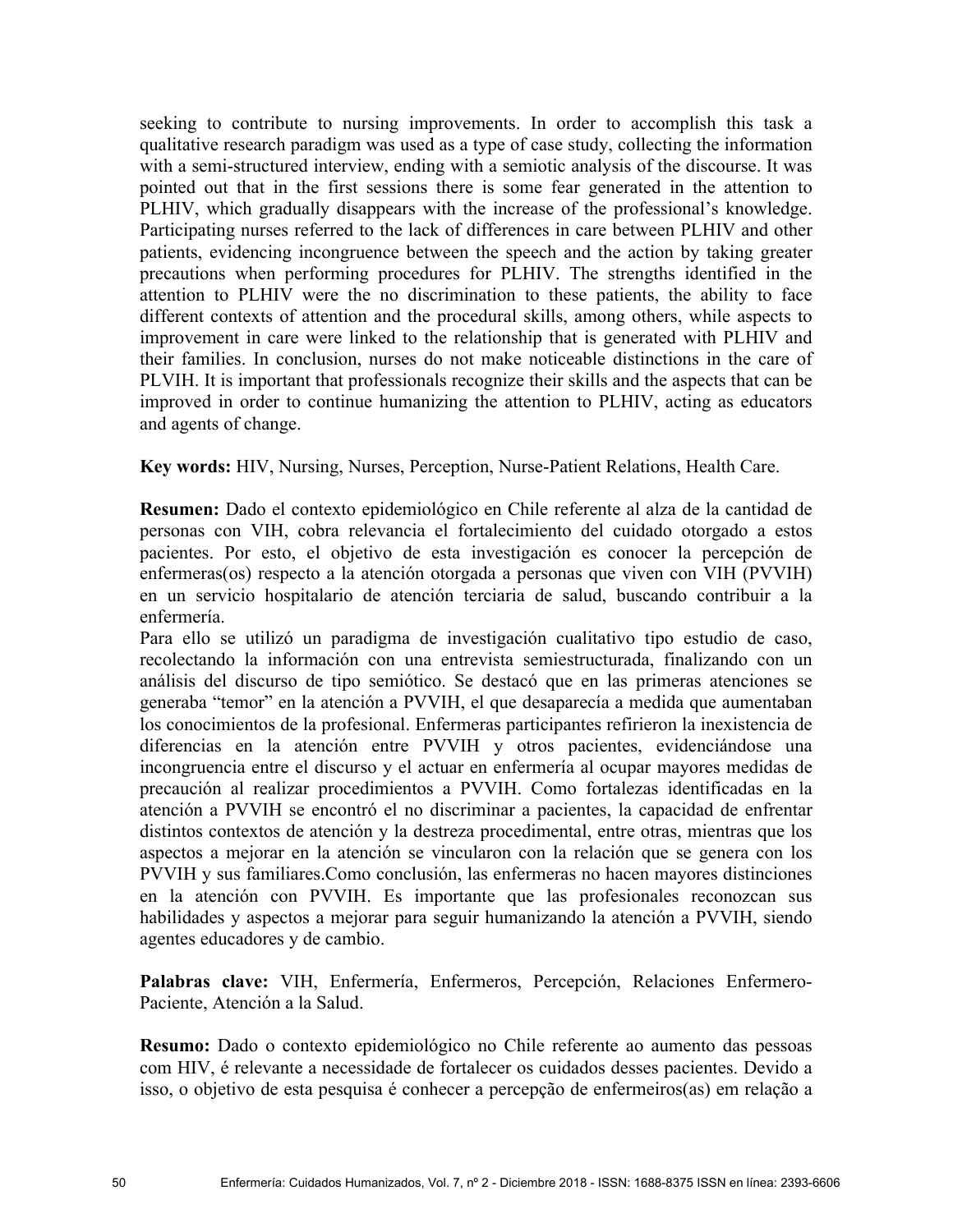seeking to contribute to nursing improvements. In order to accomplish this task a qualitative research paradigm was used as a type of case study, collecting the information with a semi-structured interview, ending with a semiotic analysis of the discourse. It was pointed out that in the first sessions there is some fear generated in the attention to PLHIV, which gradually disappears with the increase of the professional's knowledge. Participating nurses referred to the lack of differences in care between PLHIV and other patients, evidencing incongruence between the speech and the action by taking greater precautions when performing procedures for PLHIV. The strengths identified in the attention to PLHIV were the no discrimination to these patients, the ability to face different contexts of attention and the procedural skills, among others, while aspects to improvement in care were linked to the relationship that is generated with PLHIV and their families. In conclusion, nurses do not make noticeable distinctions in the care of PLVIH. It is important that professionals recognize their skills and the aspects that can be improved in order to continue humanizing the attention to PLHIV, acting as educators and agents of change.

**Key words:** HIV, Nursing, Nurses, Perception, Nurse-Patient Relations, Health Care.

**Resumen:** Dado el contexto epidemiológico en Chile referente al alza de la cantidad de personas con VIH, cobra relevancia el fortalecimiento del cuidado otorgado a estos pacientes. Por esto, el objetivo de esta investigación es conocer la percepción de enfermeras(os) respecto a la atención otorgada a personas que viven con VIH (PVVIH) en un servicio hospitalario de atención terciaria de salud, buscando contribuir a la enfermería.

Para ello se utilizó un paradigma de investigación cualitativo tipo estudio de caso, recolectando la información con una entrevista semiestructurada, finalizando con un análisis del discurso de tipo semiótico. Se destacó que en las primeras atenciones se generaba "temor" en la atención a PVVIH, el que desaparecía a medida que aumentaban los conocimientos de la profesional. Enfermeras participantes refirieron la inexistencia de diferencias en la atención entre PVVIH y otros pacientes, evidenciándose una incongruencia entre el discurso y el actuar en enfermería al ocupar mayores medidas de precaución al realizar procedimientos a PVVIH. Como fortalezas identificadas en la atención a PVVIH se encontró el no discriminar a pacientes, la capacidad de enfrentar distintos contextos de atención y la destreza procedimental, entre otras, mientras que los aspectos a mejorar en la atención se vincularon con la relación que se genera con los PVVIH y sus familiares.Como conclusión, las enfermeras no hacen mayores distinciones en la atención con PVVIH. Es importante que las profesionales reconozcan sus habilidades y aspectos a mejorar para seguir humanizando la atención a PVVIH, siendo agentes educadores y de cambio.

**Palabras clave:** VIH, Enfermería, Enfermeros, Percepción, Relaciones Enfermero-Paciente, Atención a la Salud.

**Resumo:** Dado o contexto epidemiológico no Chile referente ao aumento das pessoas com HIV, é relevante a necessidade de fortalecer os cuidados desses pacientes. Devido a isso, o objetivo de esta pesquisa é conhecer a percepção de enfermeiros(as) em relação a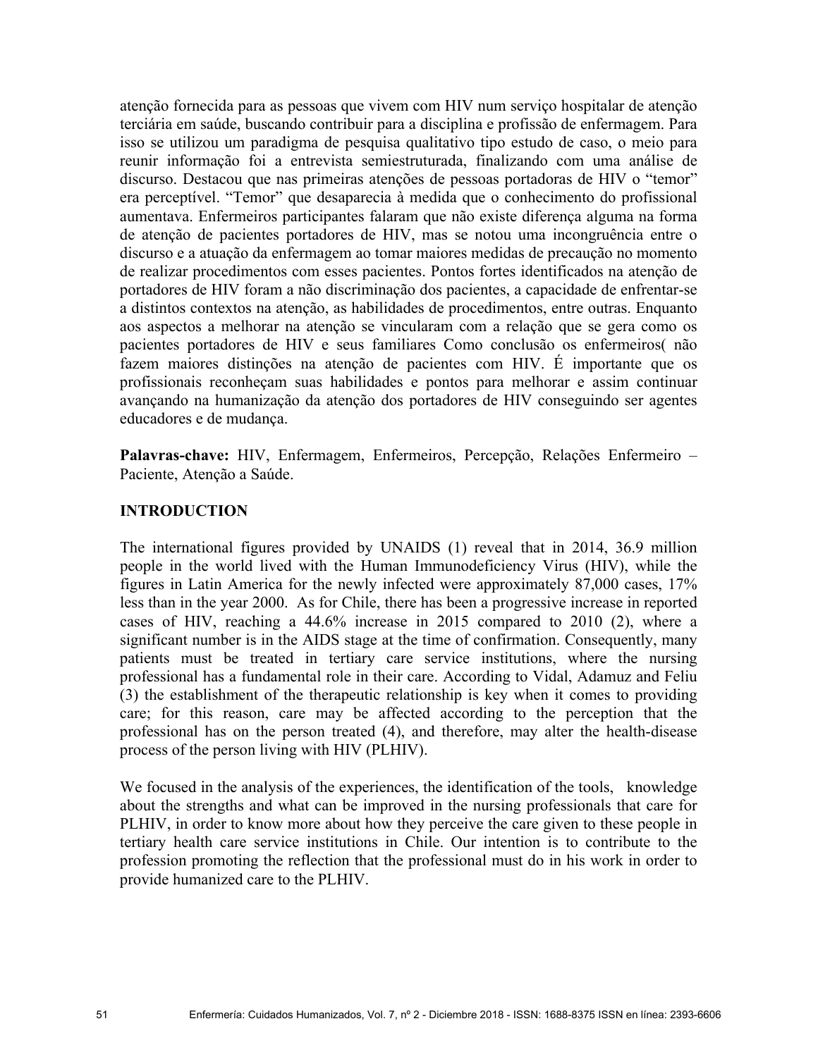atenção fornecida para as pessoas que vivem com HIV num serviço hospitalar de atenção terciária em saúde, buscando contribuir para a disciplina e profissão de enfermagem. Para isso se utilizou um paradigma de pesquisa qualitativo tipo estudo de caso, o meio para reunir informação foi a entrevista semiestruturada, finalizando com uma análise de discurso. Destacou que nas primeiras atenções de pessoas portadoras de HIV o "temor" era perceptível. "Temor" que desaparecia à medida que o conhecimento do profissional aumentava. Enfermeiros participantes falaram que não existe diferença alguma na forma de atenção de pacientes portadores de HIV, mas se notou uma incongruência entre o discurso e a atuação da enfermagem ao tomar maiores medidas de precaução no momento de realizar procedimentos com esses pacientes. Pontos fortes identificados na atenção de portadores de HIV foram a não discriminação dos pacientes, a capacidade de enfrentar-se a distintos contextos na atenção, as habilidades de procedimentos, entre outras. Enquanto aos aspectos a melhorar na atenção se vincularam com a relação que se gera como os pacientes portadores de HIV e seus familiares Como conclusão os enfermeiros( não fazem maiores distinções na atenção de pacientes com HIV. É importante que os profissionais reconheçam suas habilidades e pontos para melhorar e assim continuar avançando na humanização da atenção dos portadores de HIV conseguindo ser agentes educadores e de mudança.

**Palavras-chave:** HIV, Enfermagem, Enfermeiros, Percepção, Relações Enfermeiro – Paciente, Atenção a Saúde.

## INTRODUCTION

The international figures provided by UNAIDS (1) reveal that in 2014, 36.9 million people in the world lived with the Human Immunodeficiency Virus (HIV), while the figures in Latin America for the newly infected were approximately 87,000 cases, 17% less than in the year 2000. As for Chile, there has been a progressive increase in reported cases of HIV, reaching a 44.6% increase in 2015 compared to 2010 (2), where a significant number is in the AIDS stage at the time of confirmation. Consequently, many patients must be treated in tertiary care service institutions, where the nursing professional has a fundamental role in their care. According to Vidal, Adamuz and Feliu (3) the establishment of the therapeutic relationship is key when it comes to providing care; for this reason, care may be affected according to the perception that the professional has on the person treated (4), and therefore, may alter the health-disease process of the person living with HIV (PLHIV).

We focused in the analysis of the experiences, the identification of the tools, knowledge about the strengths and what can be improved in the nursing professionals that care for PLHIV, in order to know more about how they perceive the care given to these people in tertiary health care service institutions in Chile. Our intention is to contribute to the profession promoting the reflection that the professional must do in his work in order to provide humanized care to the PLHIV.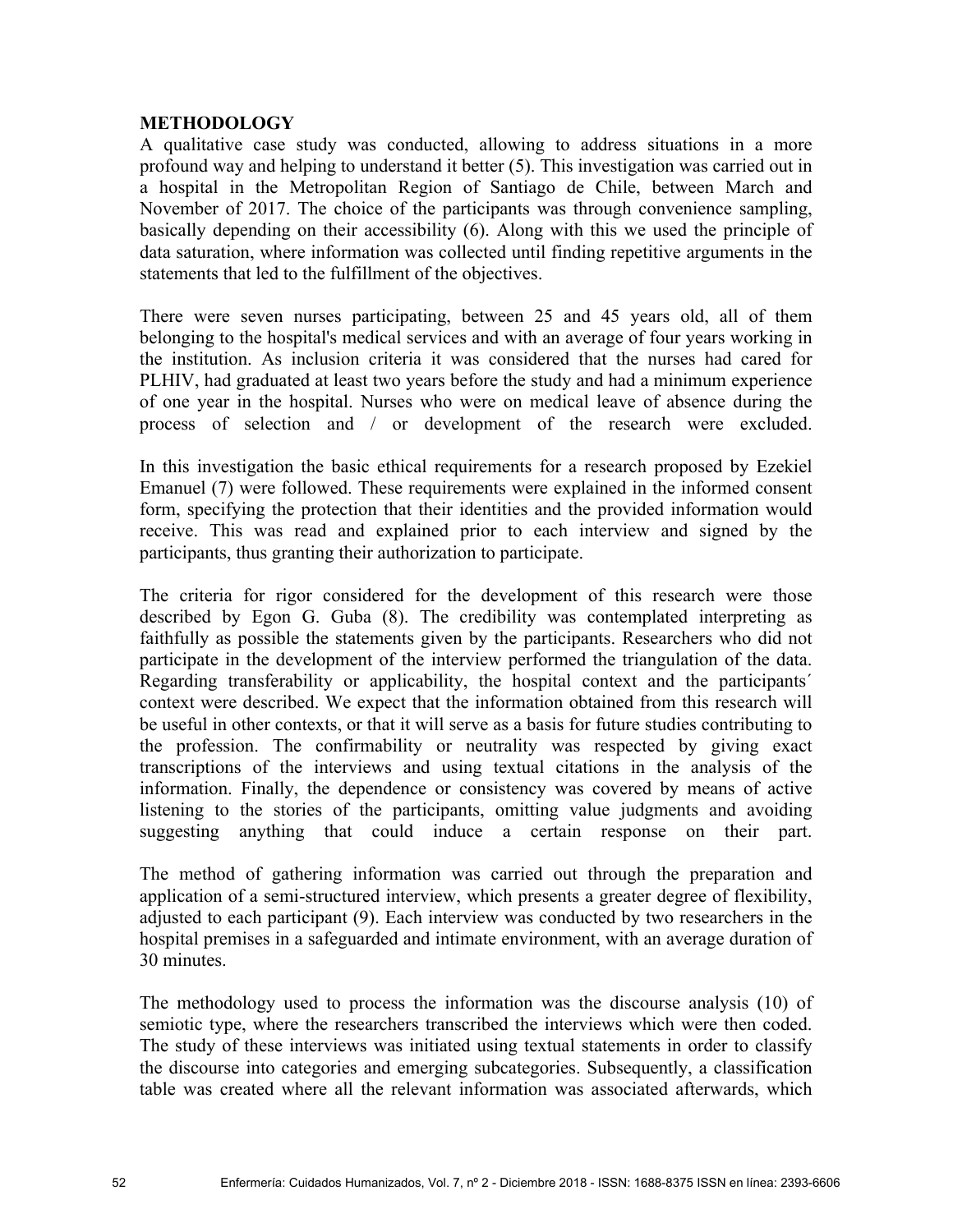## METHODOLOGY

A qualitative case study was conducted, allowing to address situations in a more profound way and helping to understand it better (5). This investigation was carried out in a hospital in the Metropolitan Region of Santiago de Chile, between March and November of 2017. The choice of the participants was through convenience sampling, basically depending on their accessibility (6). Along with this we used the principle of data saturation, where information was collected until finding repetitive arguments in the statements that led to the fulfillment of the objectives.

There were seven nurses participating, between 25 and 45 years old, all of them belonging to the hospital's medical services and with an average of four years working in the institution. As inclusion criteria it was considered that the nurses had cared for PLHIV, had graduated at least two years before the study and had a minimum experience of one year in the hospital. Nurses who were on medical leave of absence during the process of selection and / or development of the research were excluded.

In this investigation the basic ethical requirements for a research proposed by Ezekiel Emanuel (7) were followed. These requirements were explained in the informed consent form, specifying the protection that their identities and the provided information would receive. This was read and explained prior to each interview and signed by the participants, thus granting their authorization to participate.

The criteria for rigor considered for the development of this research were those described by Egon G. Guba (8). The credibility was contemplated interpreting as faithfully as possible the statements given by the participants. Researchers who did not participate in the development of the interview performed the triangulation of the data. Regarding transferability or applicability, the hospital context and the participants´ context were described. We expect that the information obtained from this research will be useful in other contexts, or that it will serve as a basis for future studies contributing to the profession. The confirmability or neutrality was respected by giving exact transcriptions of the interviews and using textual citations in the analysis of the information. Finally, the dependence or consistency was covered by means of active listening to the stories of the participants, omitting value judgments and avoiding suggesting anything that could induce a certain response on their part.

The method of gathering information was carried out through the preparation and application of a semi-structured interview, which presents a greater degree of flexibility, adjusted to each participant (9). Each interview was conducted by two researchers in the hospital premises in a safeguarded and intimate environment, with an average duration of 30 minutes.

The methodology used to process the information was the discourse analysis (10) of semiotic type, where the researchers transcribed the interviews which were then coded. The study of these interviews was initiated using textual statements in order to classify the discourse into categories and emerging subcategories. Subsequently, a classification table was created where all the relevant information was associated afterwards, which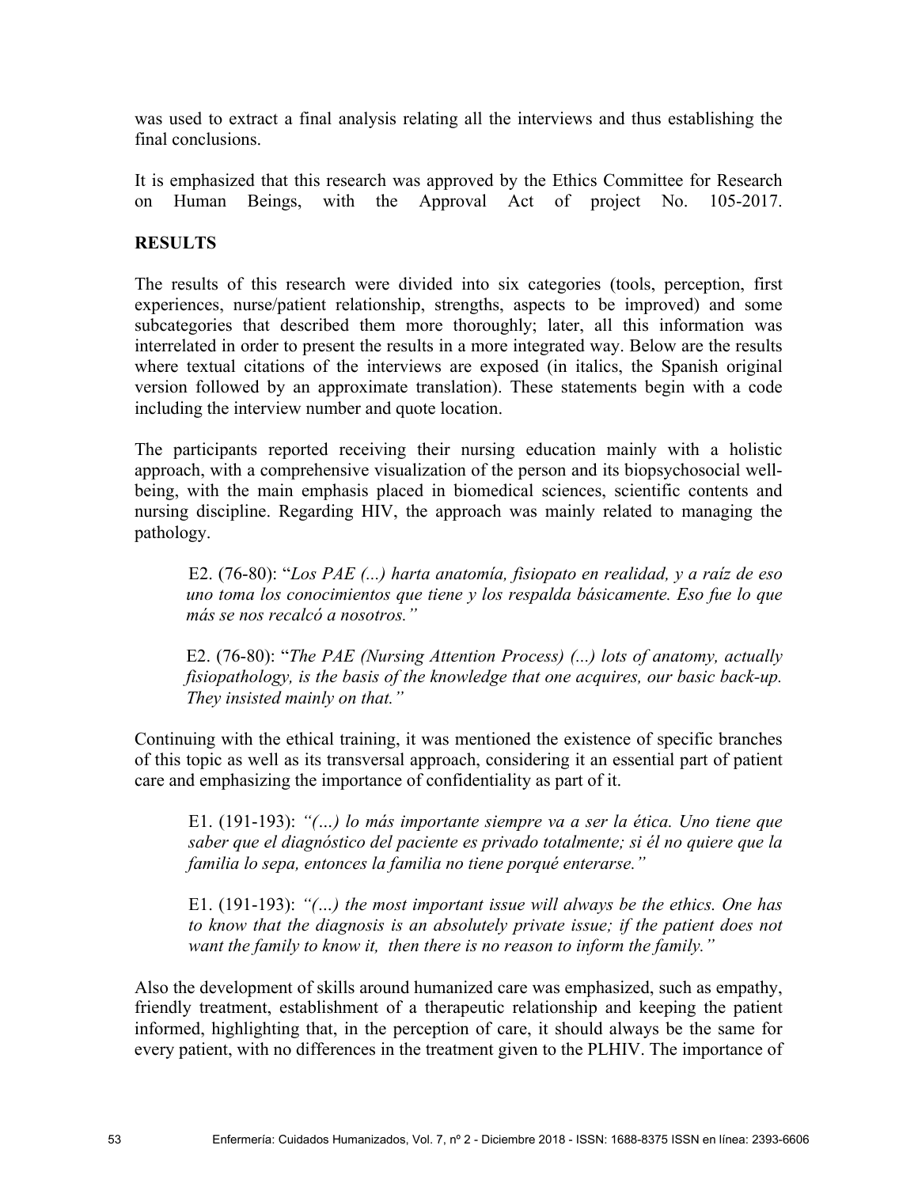was used to extract a final analysis relating all the interviews and thus establishing the final conclusions.

It is emphasized that this research was approved by the Ethics Committee for Research on Human Beings, with the Approval Act of project No. 105-2017.

## RESULTS

The results of this research were divided into six categories (tools, perception, first experiences, nurse/patient relationship, strengths, aspects to be improved) and some subcategories that described them more thoroughly; later, all this information was interrelated in order to present the results in a more integrated way. Below are the results where textual citations of the interviews are exposed (in italics, the Spanish original version followed by an approximate translation). These statements begin with a code including the interview number and quote location.

The participants reported receiving their nursing education mainly with a holistic approach, with a comprehensive visualization of the person and its biopsychosocial well-being, with the main emphasis placed in biomedical sciences, scientific contents and nursing discipline. Regarding HIV, the approach was mainly related to managing the pathology.

> E2. (76-80): "*Los PAE (...) harta anatomía, fisiopato en realidad, y a raíz de eso uno toma los conocimientos que tiene y los respalda básicamente. Eso fue lo que más se nos recalcó a nosotros.*"
>
> E2. (76-80): "*The PAE (Nursing Attention Process) (...) lots of anatomy, actually fisiopathology, is the basis of the knowledge that one acquires, our basic back-up. They insisted mainly on that.*"

Continuing with the ethical training, it was mentioned the existence of specific branches of this topic as well as its transversal approach, considering it an essential part of patient care and emphasizing the importance of confidentiality as part of it.

> E1. (191-193): *"(…) lo más importante siempre va a ser la ética. Uno tiene que saber que el diagnóstico del paciente es privado totalmente; si él no quiere que la familia lo sepa, entonces la familia no tiene porqué enterarse."*
>
> E1. (191-193): *"(…) the most important issue will always be the ethics. One has to know that the diagnosis is an absolutely private issue; if the patient does not want the family to know it, then there is no reason to inform the family."*

Also the development of skills around humanized care was emphasized, such as empathy, friendly treatment, establishment of a therapeutic relationship and keeping the patient informed, highlighting that, in the perception of care, it should always be the same for every patient, with no differences in the treatment given to the PLHIV. The importance of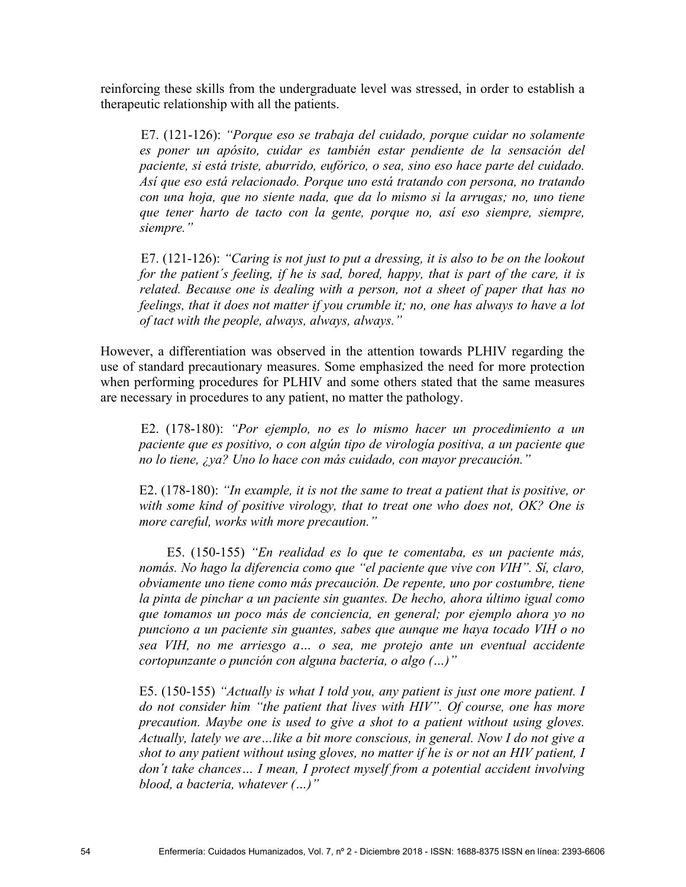reinforcing these skills from the undergraduate level was stressed, in order to establish a therapeutic relationship with all the patients.

> E7. (121-126): *"Porque eso se trabaja del cuidado, porque cuidar no solamente es poner un apósito, cuidar es también estar pendiente de la sensación del paciente, si está triste, aburrido, eufórico, o sea, sino eso hace parte del cuidado. Así que eso está relacionado. Porque uno está tratando con persona, no tratando con una hoja, que no siente nada, que da lo mismo si la arrugas; no, uno tiene que tener harto de tacto con la gente, porque no, así eso siempre, siempre, siempre."*

> E7. (121-126): *"Caring is not just to put a dressing, it is also to be on the lookout for the patient´s feeling, if he is sad, bored, happy, that is part of the care, it is related. Because one is dealing with a person, not a sheet of paper that has no feelings, that it does not matter if you crumble it; no, one has always to have a lot of tact with the people, always, always, always."*

However, a differentiation was observed in the attention towards PLHIV regarding the use of standard precautionary measures. Some emphasized the need for more protection when performing procedures for PLHIV and some others stated that the same measures are necessary in procedures to any patient, no matter the pathology.

> E2. (178-180): *"Por ejemplo, no es lo mismo hacer un procedimiento a un paciente que es positivo, o con algún tipo de virología positiva, a un paciente que no lo tiene, ¿ya? Uno lo hace con más cuidado, con mayor precaución."*

> E2. (178-180): *"In example, it is not the same to treat a patient that is positive, or with some kind of positive virology, that to treat one who does not, OK? One is more careful, works with more precaution."*

> E5. (150-155) *"En realidad es lo que te comentaba, es un paciente más, nomás. No hago la diferencia como que "el paciente que vive con VIH". Sí, claro, obviamente uno tiene como más precaución. De repente, uno por costumbre, tiene la pinta de pinchar a un paciente sin guantes. De hecho, ahora último igual como que tomamos un poco más de conciencia, en general; por ejemplo ahora yo no punciono a un paciente sin guantes, sabes que aunque me haya tocado VIH o no sea VIH, no me arriesgo a… o sea, me protejo ante un eventual accidente cortopunzante o punción con alguna bacteria, o algo (…)"*

> E5. (150-155) *"Actually is what I told you, any patient is just one more patient. I do not consider him "the patient that lives with HIV". Of course, one has more precaution. Maybe one is used to give a shot to a patient without using gloves. Actually, lately we are…like a bit more conscious, in general. Now I do not give a shot to any patient without using gloves, no matter if he is or not an HIV patient, I don´t take chances… I mean, I protect myself from a potential accident involving blood, a bacteria, whatever (…)"*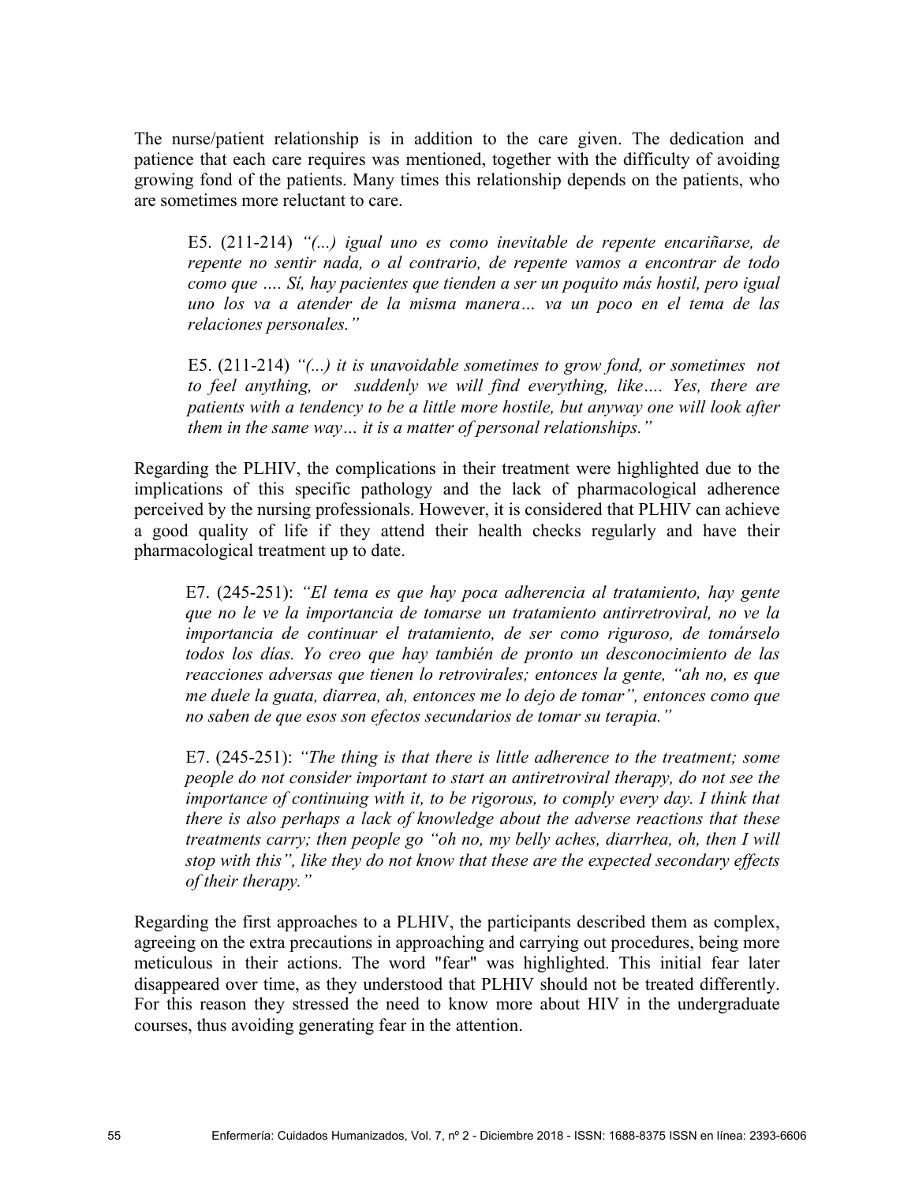The nurse/patient relationship is in addition to the care given. The dedication and patience that each care requires was mentioned, together with the difficulty of avoiding growing fond of the patients. Many times this relationship depends on the patients, who are sometimes more reluctant to care.

> E5. (211-214) *"(...) igual uno es como inevitable de repente encariñarse, de repente no sentir nada, o al contrario, de repente vamos a encontrar de todo como que …. Sí, hay pacientes que tienden a ser un poquito más hostil, pero igual uno los va a atender de la misma manera… va un poco en el tema de las relaciones personales."*

> E5. (211-214) *"(...) it is unavoidable sometimes to grow fond, or sometimes not to feel anything, or suddenly we will find everything, like…. Yes, there are patients with a tendency to be a little more hostile, but anyway one will look after them in the same way… it is a matter of personal relationships."*

Regarding the PLHIV, the complications in their treatment were highlighted due to the implications of this specific pathology and the lack of pharmacological adherence perceived by the nursing professionals. However, it is considered that PLHIV can achieve a good quality of life if they attend their health checks regularly and have their pharmacological treatment up to date.

> E7. (245-251): *"El tema es que hay poca adherencia al tratamiento, hay gente que no le ve la importancia de tomarse un tratamiento antirretroviral, no ve la importancia de continuar el tratamiento, de ser como riguroso, de tomárselo todos los días. Yo creo que hay también de pronto un desconocimiento de las reacciones adversas que tienen lo retrovirales; entonces la gente, "ah no, es que me duele la guata, diarrea, ah, entonces me lo dejo de tomar", entonces como que no saben de que esos son efectos secundarios de tomar su terapia."*

> E7. (245-251): *"The thing is that there is little adherence to the treatment; some people do not consider important to start an antiretroviral therapy, do not see the importance of continuing with it, to be rigorous, to comply every day. I think that there is also perhaps a lack of knowledge about the adverse reactions that these treatments carry; then people go "oh no, my belly aches, diarrhea, oh, then I will stop with this", like they do not know that these are the expected secondary effects of their therapy."*

Regarding the first approaches to a PLHIV, the participants described them as complex, agreeing on the extra precautions in approaching and carrying out procedures, being more meticulous in their actions. The word "fear" was highlighted. This initial fear later disappeared over time, as they understood that PLHIV should not be treated differently. For this reason they stressed the need to know more about HIV in the undergraduate courses, thus avoiding generating fear in the attention.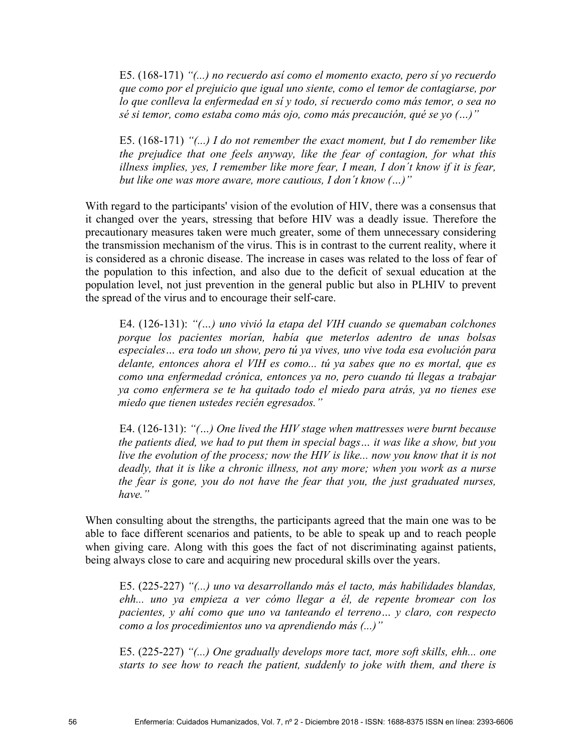E5. (168-171) *"(...) no recuerdo así como el momento exacto, pero sí yo recuerdo que como por el prejuicio que igual uno siente, como el temor de contagiarse, por lo que conlleva la enfermedad en sí y todo, sí recuerdo como más temor, o sea no sé si temor, como estaba como más ojo, como más precaución, qué se yo (…)"*

E5. (168-171) *"(...) I do not remember the exact moment, but I do remember like the prejudice that one feels anyway, like the fear of contagion, for what this illness implies, yes, I remember like more fear, I mean, I don´t know if it is fear, but like one was more aware, more cautious, I don´t know (…)"*

With regard to the participants' vision of the evolution of HIV, there was a consensus that it changed over the years, stressing that before HIV was a deadly issue. Therefore the precautionary measures taken were much greater, some of them unnecessary considering the transmission mechanism of the virus. This is in contrast to the current reality, where it is considered as a chronic disease. The increase in cases was related to the loss of fear of the population to this infection, and also due to the deficit of sexual education at the population level, not just prevention in the general public but also in PLHIV to prevent the spread of the virus and to encourage their self-care.

E4. (126-131): *"(…) uno vivió la etapa del VIH cuando se quemaban colchones porque los pacientes morían, había que meterlos adentro de unas bolsas especiales… era todo un show, pero tú ya vives, uno vive toda esa evolución para delante, entonces ahora el VIH es como... tú ya sabes que no es mortal, que es como una enfermedad crónica, entonces ya no, pero cuando tú llegas a trabajar ya como enfermera se te ha quitado todo el miedo para atrás, ya no tienes ese miedo que tienen ustedes recién egresados."*

E4. (126-131): *"(…) One lived the HIV stage when mattresses were burnt because the patients died, we had to put them in special bags… it was like a show, but you live the evolution of the process; now the HIV is like... now you know that it is not deadly, that it is like a chronic illness, not any more; when you work as a nurse the fear is gone, you do not have the fear that you, the just graduated nurses, have."*

When consulting about the strengths, the participants agreed that the main one was to be able to face different scenarios and patients, to be able to speak up and to reach people when giving care. Along with this goes the fact of not discriminating against patients, being always close to care and acquiring new procedural skills over the years.

E5. (225-227) *"(...) uno va desarrollando más el tacto, más habilidades blandas, ehh... uno ya empieza a ver cómo llegar a él, de repente bromear con los pacientes, y ahí como que uno va tanteando el terreno… y claro, con respecto como a los procedimientos uno va aprendiendo más (...)"*

E5. (225-227) *"(...) One gradually develops more tact, more soft skills, ehh... one starts to see how to reach the patient, suddenly to joke with them, and there is*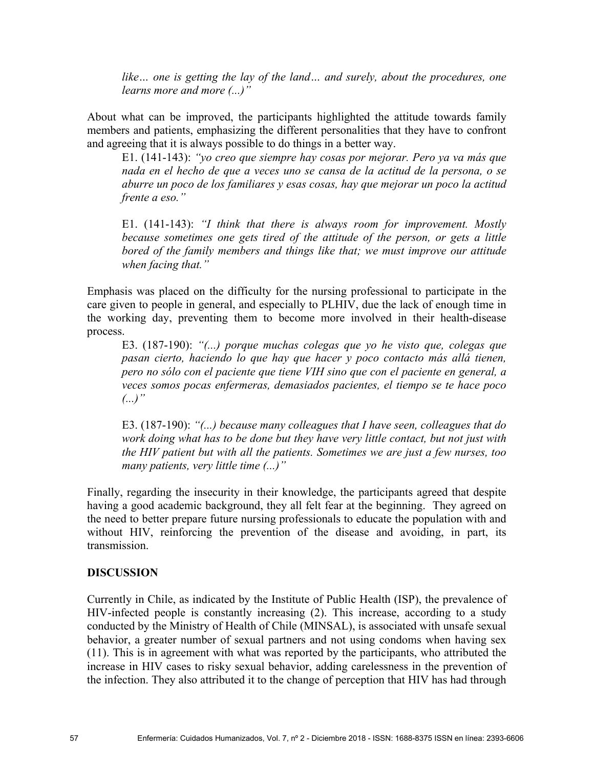*like… one is getting the lay of the land… and surely, about the procedures, one learns more and more (...)"*

About what can be improved, the participants highlighted the attitude towards family members and patients, emphasizing the different personalities that they have to confront and agreeing that it is always possible to do things in a better way.

> E1. (141-143): *"yo creo que siempre hay cosas por mejorar. Pero ya va más que nada en el hecho de que a veces uno se cansa de la actitud de la persona, o se aburre un poco de los familiares y esas cosas, hay que mejorar un poco la actitud frente a eso."*
>
> E1. (141-143): *"I think that there is always room for improvement. Mostly because sometimes one gets tired of the attitude of the person, or gets a little bored of the family members and things like that; we must improve our attitude when facing that."*

Emphasis was placed on the difficulty for the nursing professional to participate in the care given to people in general, and especially to PLHIV, due the lack of enough time in the working day, preventing them to become more involved in their health-disease process.

> E3. (187-190): *"(...) porque muchas colegas que yo he visto que, colegas que pasan cierto, haciendo lo que hay que hacer y poco contacto más allá tienen, pero no sólo con el paciente que tiene VIH sino que con el paciente en general, a veces somos pocas enfermeras, demasiados pacientes, el tiempo se te hace poco (...)"*
>
> E3. (187-190): *"(...) because many colleagues that I have seen, colleagues that do work doing what has to be done but they have very little contact, but not just with the HIV patient but with all the patients. Sometimes we are just a few nurses, too many patients, very little time (...)"*

Finally, regarding the insecurity in their knowledge, the participants agreed that despite having a good academic background, they all felt fear at the beginning. They agreed on the need to better prepare future nursing professionals to educate the population with and without HIV, reinforcing the prevention of the disease and avoiding, in part, its transmission.

## DISCUSSION

Currently in Chile, as indicated by the Institute of Public Health (ISP), the prevalence of HIV-infected people is constantly increasing (2). This increase, according to a study conducted by the Ministry of Health of Chile (MINSAL), is associated with unsafe sexual behavior, a greater number of sexual partners and not using condoms when having sex (11). This is in agreement with what was reported by the participants, who attributed the increase in HIV cases to risky sexual behavior, adding carelessness in the prevention of the infection. They also attributed it to the change of perception that HIV has had through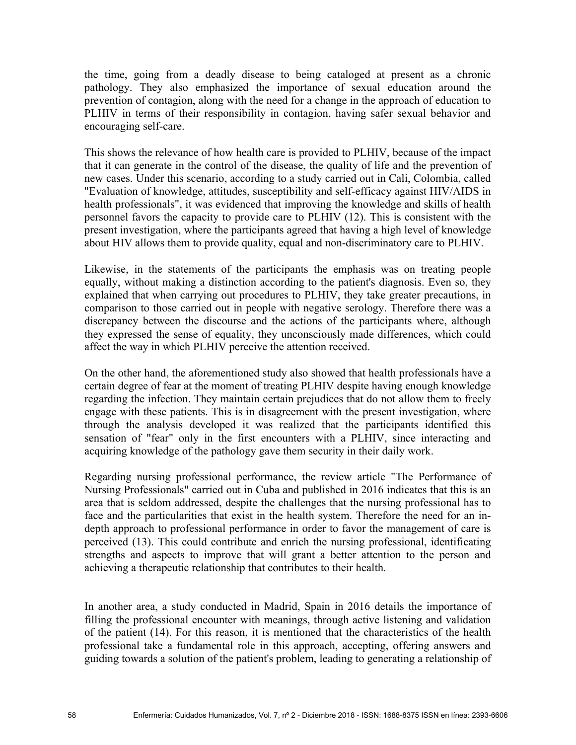the time, going from a deadly disease to being cataloged at present as a chronic pathology. They also emphasized the importance of sexual education around the prevention of contagion, along with the need for a change in the approach of education to PLHIV in terms of their responsibility in contagion, having safer sexual behavior and encouraging self-care.

This shows the relevance of how health care is provided to PLHIV, because of the impact that it can generate in the control of the disease, the quality of life and the prevention of new cases. Under this scenario, according to a study carried out in Cali, Colombia, called "Evaluation of knowledge, attitudes, susceptibility and self-efficacy against HIV/AIDS in health professionals", it was evidenced that improving the knowledge and skills of health personnel favors the capacity to provide care to PLHIV (12). This is consistent with the present investigation, where the participants agreed that having a high level of knowledge about HIV allows them to provide quality, equal and non-discriminatory care to PLHIV.

Likewise, in the statements of the participants the emphasis was on treating people equally, without making a distinction according to the patient's diagnosis. Even so, they explained that when carrying out procedures to PLHIV, they take greater precautions, in comparison to those carried out in people with negative serology. Therefore there was a discrepancy between the discourse and the actions of the participants where, although they expressed the sense of equality, they unconsciously made differences, which could affect the way in which PLHIV perceive the attention received.

On the other hand, the aforementioned study also showed that health professionals have a certain degree of fear at the moment of treating PLHIV despite having enough knowledge regarding the infection. They maintain certain prejudices that do not allow them to freely engage with these patients. This is in disagreement with the present investigation, where through the analysis developed it was realized that the participants identified this sensation of "fear" only in the first encounters with a PLHIV, since interacting and acquiring knowledge of the pathology gave them security in their daily work.

Regarding nursing professional performance, the review article "The Performance of Nursing Professionals" carried out in Cuba and published in 2016 indicates that this is an area that is seldom addressed, despite the challenges that the nursing professional has to face and the particularities that exist in the health system. Therefore the need for an in-depth approach to professional performance in order to favor the management of care is perceived (13). This could contribute and enrich the nursing professional, identificating strengths and aspects to improve that will grant a better attention to the person and achieving a therapeutic relationship that contributes to their health.

In another area, a study conducted in Madrid, Spain in 2016 details the importance of filling the professional encounter with meanings, through active listening and validation of the patient (14). For this reason, it is mentioned that the characteristics of the health professional take a fundamental role in this approach, accepting, offering answers and guiding towards a solution of the patient's problem, leading to generating a relationship of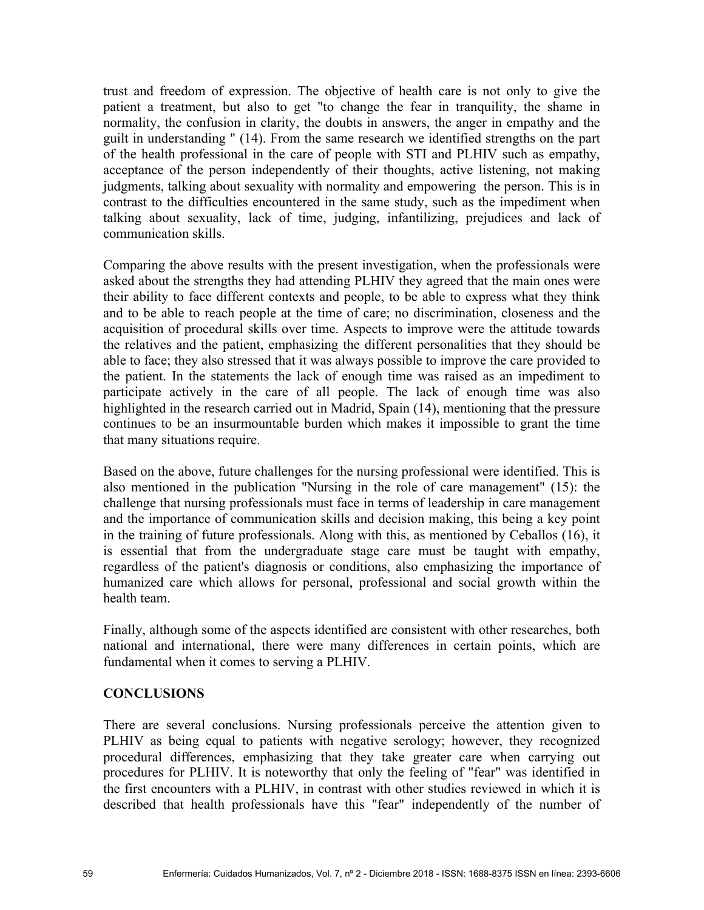trust and freedom of expression. The objective of health care is not only to give the patient a treatment, but also to get "to change the fear in tranquility, the shame in normality, the confusion in clarity, the doubts in answers, the anger in empathy and the guilt in understanding " (14). From the same research we identified strengths on the part of the health professional in the care of people with STI and PLHIV such as empathy, acceptance of the person independently of their thoughts, active listening, not making judgments, talking about sexuality with normality and empowering the person. This is in contrast to the difficulties encountered in the same study, such as the impediment when talking about sexuality, lack of time, judging, infantilizing, prejudices and lack of communication skills.

Comparing the above results with the present investigation, when the professionals were asked about the strengths they had attending PLHIV they agreed that the main ones were their ability to face different contexts and people, to be able to express what they think and to be able to reach people at the time of care; no discrimination, closeness and the acquisition of procedural skills over time. Aspects to improve were the attitude towards the relatives and the patient, emphasizing the different personalities that they should be able to face; they also stressed that it was always possible to improve the care provided to the patient. In the statements the lack of enough time was raised as an impediment to participate actively in the care of all people. The lack of enough time was also highlighted in the research carried out in Madrid, Spain (14), mentioning that the pressure continues to be an insurmountable burden which makes it impossible to grant the time that many situations require.

Based on the above, future challenges for the nursing professional were identified. This is also mentioned in the publication "Nursing in the role of care management" (15): the challenge that nursing professionals must face in terms of leadership in care management and the importance of communication skills and decision making, this being a key point in the training of future professionals. Along with this, as mentioned by Ceballos (16), it is essential that from the undergraduate stage care must be taught with empathy, regardless of the patient's diagnosis or conditions, also emphasizing the importance of humanized care which allows for personal, professional and social growth within the health team.

Finally, although some of the aspects identified are consistent with other researches, both national and international, there were many differences in certain points, which are fundamental when it comes to serving a PLHIV.

## CONCLUSIONS

There are several conclusions. Nursing professionals perceive the attention given to PLHIV as being equal to patients with negative serology; however, they recognized procedural differences, emphasizing that they take greater care when carrying out procedures for PLHIV. It is noteworthy that only the feeling of "fear" was identified in the first encounters with a PLHIV, in contrast with other studies reviewed in which it is described that health professionals have this "fear" independently of the number of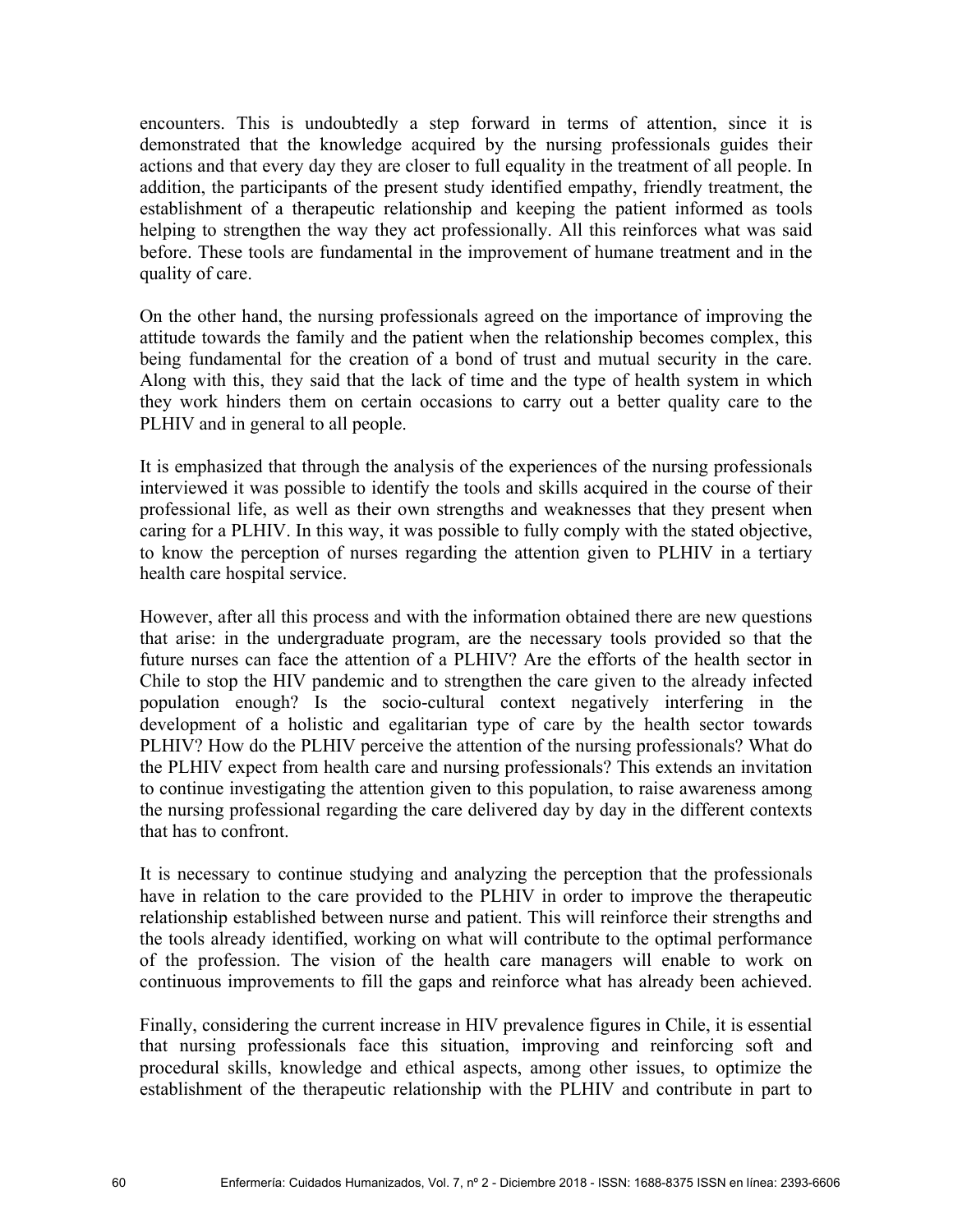encounters. This is undoubtedly a step forward in terms of attention, since it is demonstrated that the knowledge acquired by the nursing professionals guides their actions and that every day they are closer to full equality in the treatment of all people. In addition, the participants of the present study identified empathy, friendly treatment, the establishment of a therapeutic relationship and keeping the patient informed as tools helping to strengthen the way they act professionally. All this reinforces what was said before. These tools are fundamental in the improvement of humane treatment and in the quality of care.

On the other hand, the nursing professionals agreed on the importance of improving the attitude towards the family and the patient when the relationship becomes complex, this being fundamental for the creation of a bond of trust and mutual security in the care. Along with this, they said that the lack of time and the type of health system in which they work hinders them on certain occasions to carry out a better quality care to the PLHIV and in general to all people.

It is emphasized that through the analysis of the experiences of the nursing professionals interviewed it was possible to identify the tools and skills acquired in the course of their professional life, as well as their own strengths and weaknesses that they present when caring for a PLHIV. In this way, it was possible to fully comply with the stated objective, to know the perception of nurses regarding the attention given to PLHIV in a tertiary health care hospital service.

However, after all this process and with the information obtained there are new questions that arise: in the undergraduate program, are the necessary tools provided so that the future nurses can face the attention of a PLHIV? Are the efforts of the health sector in Chile to stop the HIV pandemic and to strengthen the care given to the already infected population enough? Is the socio-cultural context negatively interfering in the development of a holistic and egalitarian type of care by the health sector towards PLHIV? How do the PLHIV perceive the attention of the nursing professionals? What do the PLHIV expect from health care and nursing professionals? This extends an invitation to continue investigating the attention given to this population, to raise awareness among the nursing professional regarding the care delivered day by day in the different contexts that has to confront.

It is necessary to continue studying and analyzing the perception that the professionals have in relation to the care provided to the PLHIV in order to improve the therapeutic relationship established between nurse and patient. This will reinforce their strengths and the tools already identified, working on what will contribute to the optimal performance of the profession. The vision of the health care managers will enable to work on continuous improvements to fill the gaps and reinforce what has already been achieved.

Finally, considering the current increase in HIV prevalence figures in Chile, it is essential that nursing professionals face this situation, improving and reinforcing soft and procedural skills, knowledge and ethical aspects, among other issues, to optimize the establishment of the therapeutic relationship with the PLHIV and contribute in part to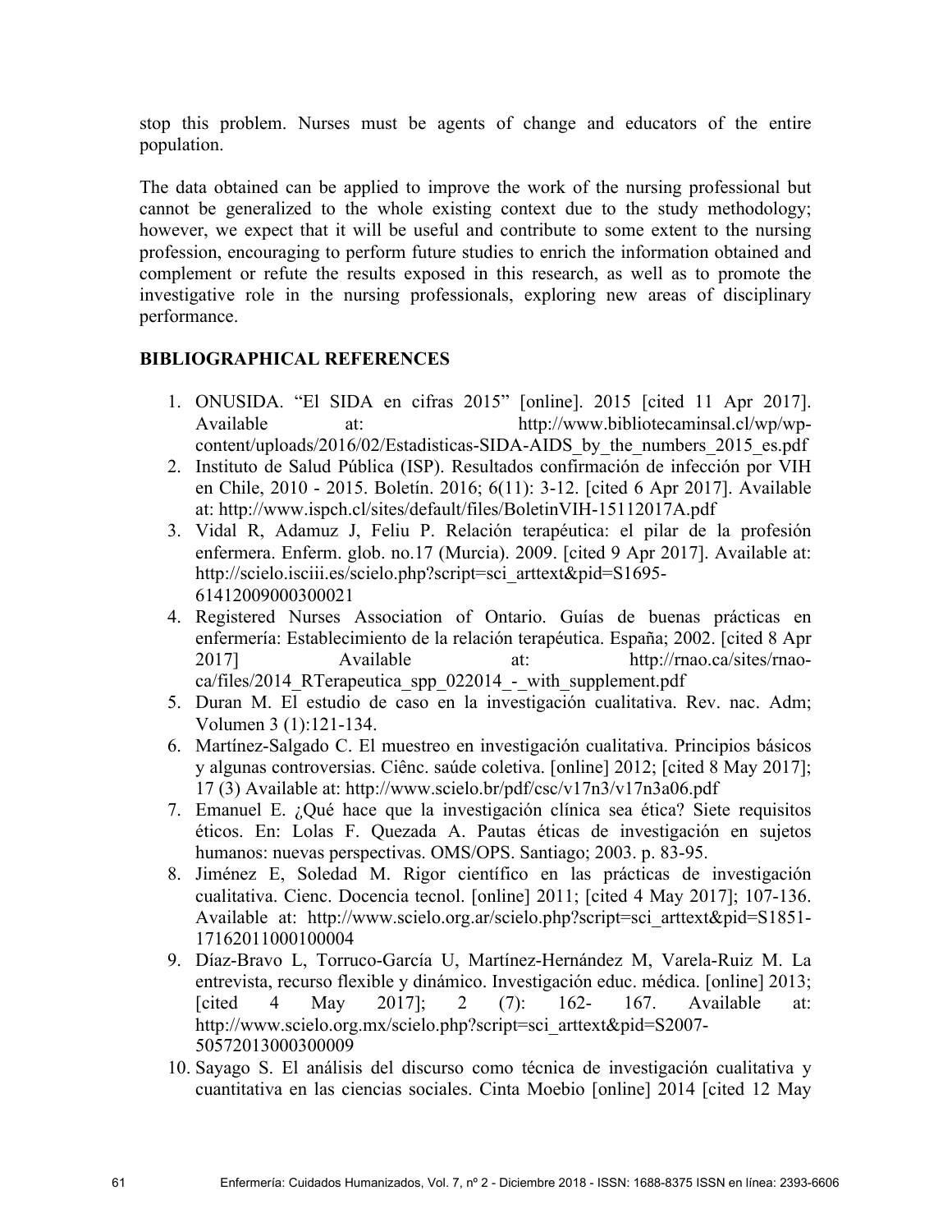stop this problem. Nurses must be agents of change and educators of the entire population.

The data obtained can be applied to improve the work of the nursing professional but cannot be generalized to the whole existing context due to the study methodology; however, we expect that it will be useful and contribute to some extent to the nursing profession, encouraging to perform future studies to enrich the information obtained and complement or refute the results exposed in this research, as well as to promote the investigative role in the nursing professionals, exploring new areas of disciplinary performance.

## BIBLIOGRAPHICAL REFERENCES

1. ONUSIDA. “El SIDA en cifras 2015” [online]. 2015 [cited 11 Apr 2017]. Available at: http://www.bibliotecaminsal.cl/wp/wp-content/uploads/2016/02/Estadisticas-SIDA-AIDS_by_the_numbers_2015_es.pdf
2. Instituto de Salud Pública (ISP). Resultados confirmación de infección por VIH en Chile, 2010 - 2015. Boletín. 2016; 6(11): 3-12. [cited 6 Apr 2017]. Available at: http://www.ispch.cl/sites/default/files/BoletinVIH-15112017A.pdf
3. Vidal R, Adamuz J, Feliu P. Relación terapéutica: el pilar de la profesión enfermera. Enferm. glob. no.17 (Murcia). 2009. [cited 9 Apr 2017]. Available at: http://scielo.isciii.es/scielo.php?script=sci_arttext&pid=S1695-61412009000300021
4. Registered Nurses Association of Ontario. Guías de buenas prácticas en enfermería: Establecimiento de la relación terapéutica. España; 2002. [cited 8 Apr 2017] Available at: http://rnao.ca/sites/rnao-ca/files/2014_RTerapeutica_spp_022014_-_with_supplement.pdf
5. Duran M. El estudio de caso en la investigación cualitativa. Rev. nac. Adm; Volumen 3 (1):121-134.
6. Martínez-Salgado C. El muestreo en investigación cualitativa. Principios básicos y algunas controversias. Ciênc. saúde coletiva. [online] 2012; [cited 8 May 2017]; 17 (3) Available at: http://www.scielo.br/pdf/csc/v17n3/v17n3a06.pdf
7. Emanuel E. ¿Qué hace que la investigación clínica sea ética? Siete requisitos éticos. En: Lolas F. Quezada A. Pautas éticas de investigación en sujetos humanos: nuevas perspectivas. OMS/OPS. Santiago; 2003. p. 83-95.
8. Jiménez E, Soledad M. Rigor científico en las prácticas de investigación cualitativa. Cienc. Docencia tecnol. [online] 2011; [cited 4 May 2017]; 107-136. Available at: http://www.scielo.org.ar/scielo.php?script=sci_arttext&pid=S1851-17162011000100004
9. Díaz-Bravo L, Torruco-García U, Martínez-Hernández M, Varela-Ruiz M. La entrevista, recurso flexible y dinámico. Investigación educ. médica. [online] 2013; [cited 4 May 2017]; 2 (7): 162- 167. Available at: http://www.scielo.org.mx/scielo.php?script=sci_arttext&pid=S2007-50572013000300009
10. Sayago S. El análisis del discurso como técnica de investigación cualitativa y cuantitativa en las ciencias sociales. Cinta Moebio [online] 2014 [cited 12 May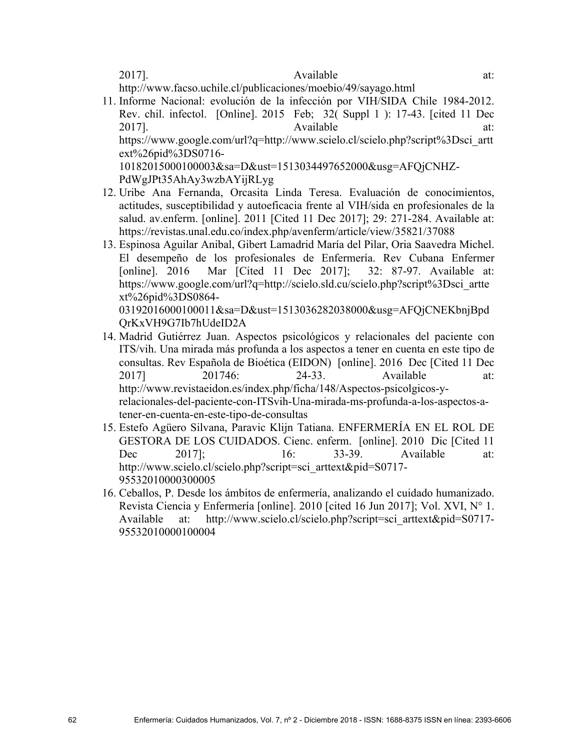2017]. Available at: http://www.facso.uchile.cl/publicaciones/moebio/49/sayago.html

11. Informe Nacional: evolución de la infección por VIH/SIDA Chile 1984-2012. Rev. chil. infectol. [Online]. 2015 Feb; 32( Suppl 1 ): 17-43. [cited 11 Dec 2017]. Available at: https://www.google.com/url?q=http://www.scielo.cl/scielo.php?script%3Dsci_arttext%26pid%3DS0716-10182015000100003&sa=D&ust=1513034497652000&usg=AFQjCNHZ-PdWgJPt35AhAy3wzbAYijRLyg
12. Uribe Ana Fernanda, Orcasita Linda Teresa. Evaluación de conocimientos, actitudes, susceptibilidad y autoeficacia frente al VIH/sida en profesionales de la salud. av.enferm. [online]. 2011 [Cited 11 Dec 2017]; 29: 271-284. Available at: https://revistas.unal.edu.co/index.php/avenferm/article/view/35821/37088
13. Espinosa Aguilar Anibal, Gibert Lamadrid María del Pilar, Oria Saavedra Michel. El desempeño de los profesionales de Enfermería. Rev Cubana Enfermer [online]. 2016 Mar [Cited 11 Dec 2017]; 32: 87-97. Available at: https://www.google.com/url?q=http://scielo.sld.cu/scielo.php?script%3Dsci_arttext%26pid%3DS0864-03192016000100011&sa=D&ust=1513036282038000&usg=AFQjCNEKbnjBpdQrKxVH9G7Ib7hUdeID2A
14. Madrid Gutiérrez Juan. Aspectos psicológicos y relacionales del paciente con ITS/vih. Una mirada más profunda a los aspectos a tener en cuenta en este tipo de consultas. Rev Española de Bioética (EIDON) [online]. 2016 Dec [Cited 11 Dec 2017] 201746: 24-33. Available at: http://www.revistaeidon.es/index.php/ficha/148/Aspectos-psicolgicos-y-relacionales-del-paciente-con-ITSvih-Una-mirada-ms-profunda-a-los-aspectos-a-tener-en-cuenta-en-este-tipo-de-consultas
15. Estefo Agüero Silvana, Paravic Klijn Tatiana. ENFERMERÍA EN EL ROL DE GESTORA DE LOS CUIDADOS. Cienc. enferm. [online]. 2010 Dic [Cited 11 Dec 2017]; 16: 33-39. Available at: http://www.scielo.cl/scielo.php?script=sci_arttext&pid=S0717-95532010000300005
16. Ceballos, P. Desde los ámbitos de enfermería, analizando el cuidado humanizado. Revista Ciencia y Enfermería [online]. 2010 [cited 16 Jun 2017]; Vol. XVI, N° 1. Available at: http://www.scielo.cl/scielo.php?script=sci_arttext&pid=S0717-95532010000100004